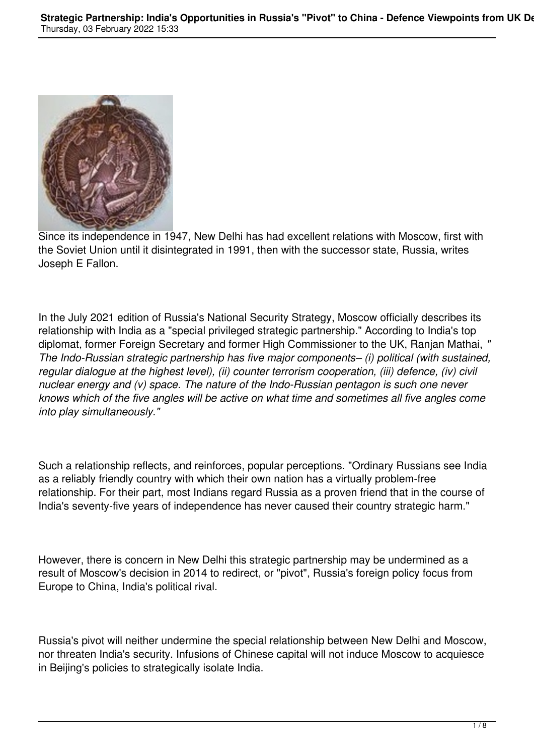Since its independence in 1947, New Delhi has had excellent relations with Moscow, first with the Soviet Union until it disintegrated in 1991, then with the successor state, Russia, writes Joseph E Fallon.

In the July 2021 edition of Russia's National Security Strategy, Moscow officially describes its relationship with India as a "special privileged strategic partnership." According to India's top diplomat, former Foreign Secretary and former High Commissioner to the UK, Ranjan Mathai, *"The Indo-Russian strategic partnership has five major components– (i) political (with sustained, regular dialogue at the highest level), (ii) counter terrorism cooperation, (iii) defence, (iv) civil nuclear energy and (v) space. The nature of the Indo-Russian pentagon is such one never knows which of the five angles will be active on what time and sometimes all five angles come into play simultaneously."*

Such a relationship reflects, and reinforces, popular perceptions. "Ordinary Russians see India as a reliably friendly country with which their own nation has a virtually problem-free relationship. For their part, most Indians regard Russia as a proven friend that in the course of India's seventy-five years of independence has never caused their country strategic harm."

However, there is concern in New Delhi this strategic partnership may be undermined as a result of Moscow's decision in 2014 to redirect, or "pivot", Russia's foreign policy focus from Europe to China, India's political rival.

Russia's pivot will neither undermine the special relationship between New Delhi and Moscow, nor threaten India's security. Infusions of Chinese capital will not induce Moscow to acquiesce in Beijing's policies to strategically isolate India.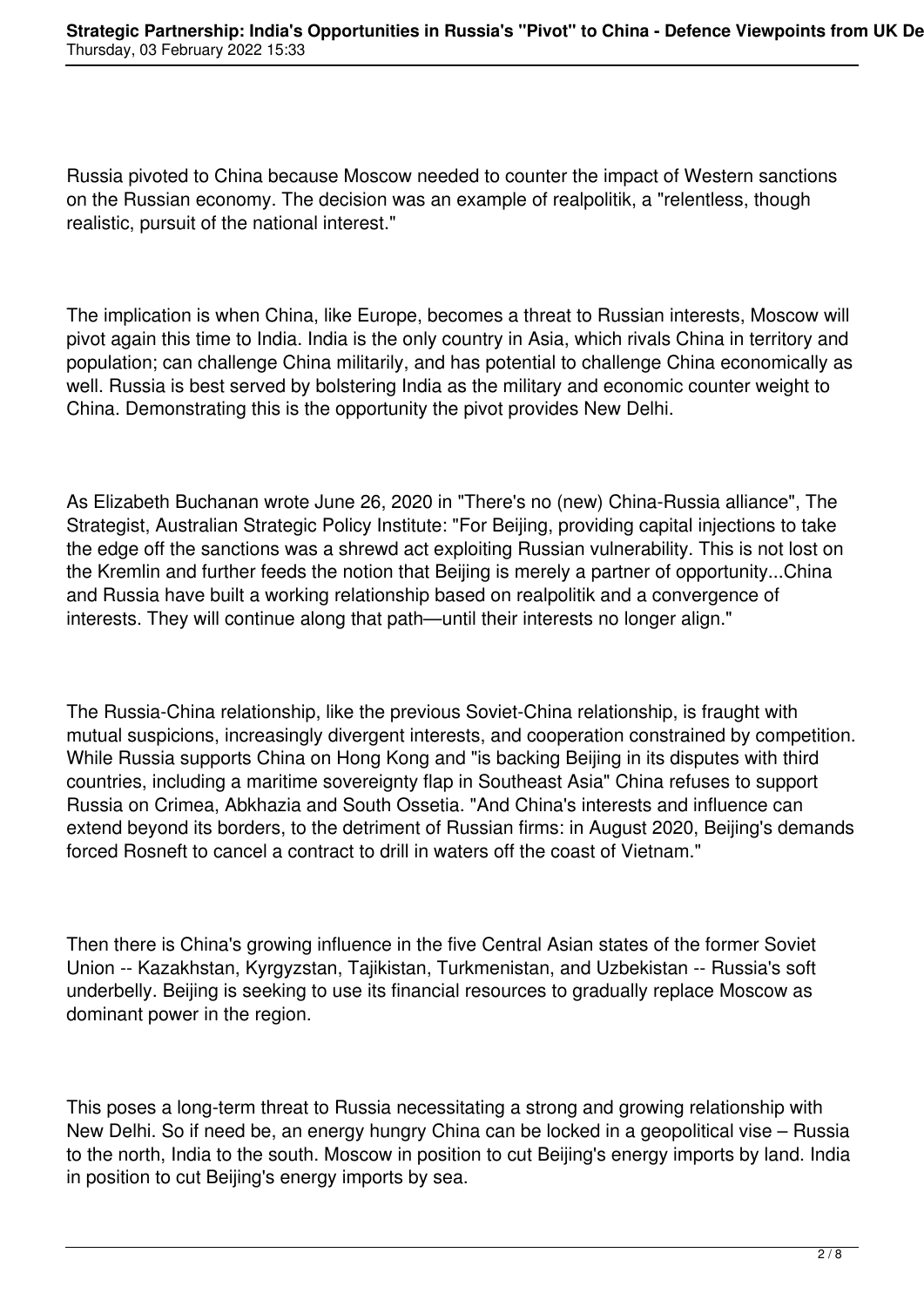Russia pivoted to China because Moscow needed to counter the impact of Western sanctions on the Russian economy. The decision was an example of realpolitik, a "relentless, though realistic, pursuit of the national interest."

The implication is when China, like Europe, becomes a threat to Russian interests, Moscow will pivot again this time to India. India is the only country in Asia, which rivals China in territory and population; can challenge China militarily, and has potential to challenge China economically as well. Russia is best served by bolstering India as the military and economic counter weight to China. Demonstrating this is the opportunity the pivot provides New Delhi.

As Elizabeth Buchanan wrote June 26, 2020 in "There's no (new) China-Russia alliance", The Strategist, Australian Strategic Policy Institute: "For Beijing, providing capital injections to take the edge off the sanctions was a shrewd act exploiting Russian vulnerability. This is not lost on the Kremlin and further feeds the notion that Beijing is merely a partner of opportunity...China and Russia have built a working relationship based on realpolitik and a convergence of interests. They will continue along that path—until their interests no longer align."

The Russia-China relationship, like the previous Soviet-China relationship, is fraught with mutual suspicions, increasingly divergent interests, and cooperation constrained by competition. While Russia supports China on Hong Kong and "is backing Beijing in its disputes with third countries, including a maritime sovereignty flap in Southeast Asia" China refuses to support Russia on Crimea, Abkhazia and South Ossetia. "And China's interests and influence can extend beyond its borders, to the detriment of Russian firms: in August 2020, Beijing's demands forced Rosneft to cancel a contract to drill in waters off the coast of Vietnam."

Then there is China's growing influence in the five Central Asian states of the former Soviet Union -- Kazakhstan, Kyrgyzstan, Tajikistan, Turkmenistan, and Uzbekistan -- Russia's soft underbelly. Beijing is seeking to use its financial resources to gradually replace Moscow as dominant power in the region.

This poses a long-term threat to Russia necessitating a strong and growing relationship with New Delhi. So if need be, an energy hungry China can be locked in a geopolitical vise – Russia to the north, India to the south. Moscow in position to cut Beijing's energy imports by land. India in position to cut Beijing's energy imports by sea.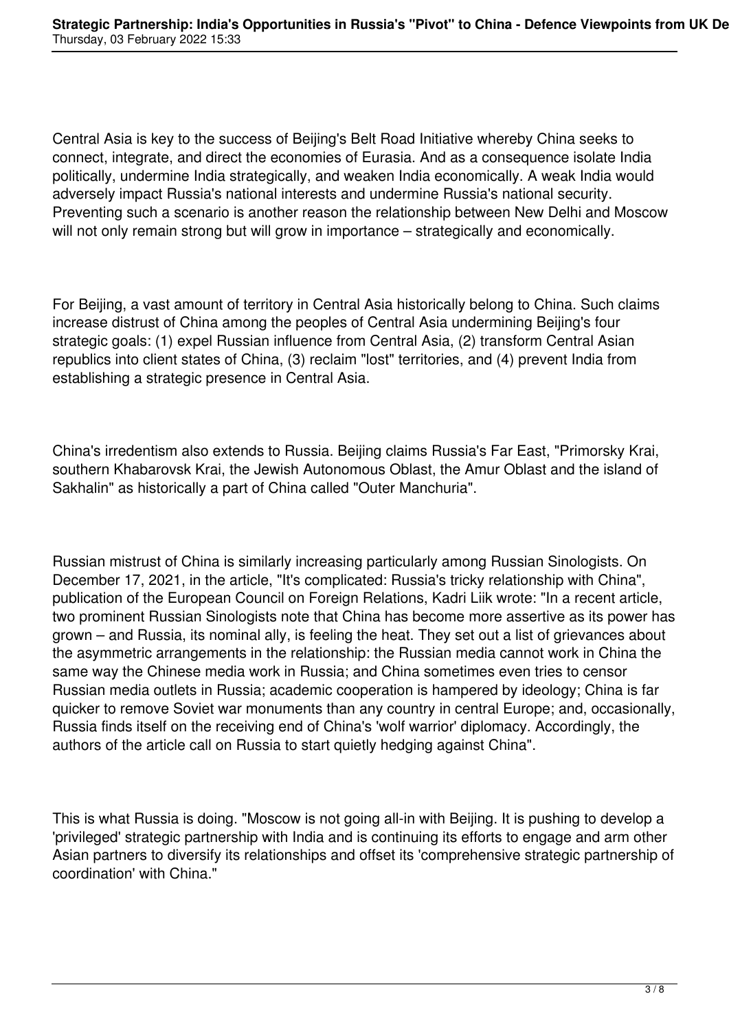Central Asia is key to the success of Beijing's Belt Road Initiative whereby China seeks to connect, integrate, and direct the economies of Eurasia. And as a consequence isolate India politically, undermine India strategically, and weaken India economically. A weak India would adversely impact Russia's national interests and undermine Russia's national security. Preventing such a scenario is another reason the relationship between New Delhi and Moscow will not only remain strong but will grow in importance – strategically and economically.

For Beijing, a vast amount of territory in Central Asia historically belong to China. Such claims increase distrust of China among the peoples of Central Asia undermining Beijing's four strategic goals: (1) expel Russian influence from Central Asia, (2) transform Central Asian republics into client states of China, (3) reclaim "lost" territories, and (4) prevent India from establishing a strategic presence in Central Asia.

China's irredentism also extends to Russia. Beijing claims Russia's Far East, "Primorsky Krai, southern Khabarovsk Krai, the Jewish Autonomous Oblast, the Amur Oblast and the island of Sakhalin" as historically a part of China called "Outer Manchuria".

Russian mistrust of China is similarly increasing particularly among Russian Sinologists. On December 17, 2021, in the article, "It's complicated: Russia's tricky relationship with China", publication of the European Council on Foreign Relations, Kadri Liik wrote: "In a recent article, two prominent Russian Sinologists note that China has become more assertive as its power has grown – and Russia, its nominal ally, is feeling the heat. They set out a list of grievances about the asymmetric arrangements in the relationship: the Russian media cannot work in China the same way the Chinese media work in Russia; and China sometimes even tries to censor Russian media outlets in Russia; academic cooperation is hampered by ideology; China is far quicker to remove Soviet war monuments than any country in central Europe; and, occasionally, Russia finds itself on the receiving end of China's 'wolf warrior' diplomacy. Accordingly, the authors of the article call on Russia to start quietly hedging against China".

This is what Russia is doing. "Moscow is not going all-in with Beijing. It is pushing to develop a 'privileged' strategic partnership with India and is continuing its efforts to engage and arm other Asian partners to diversify its relationships and offset its 'comprehensive strategic partnership of coordination' with China."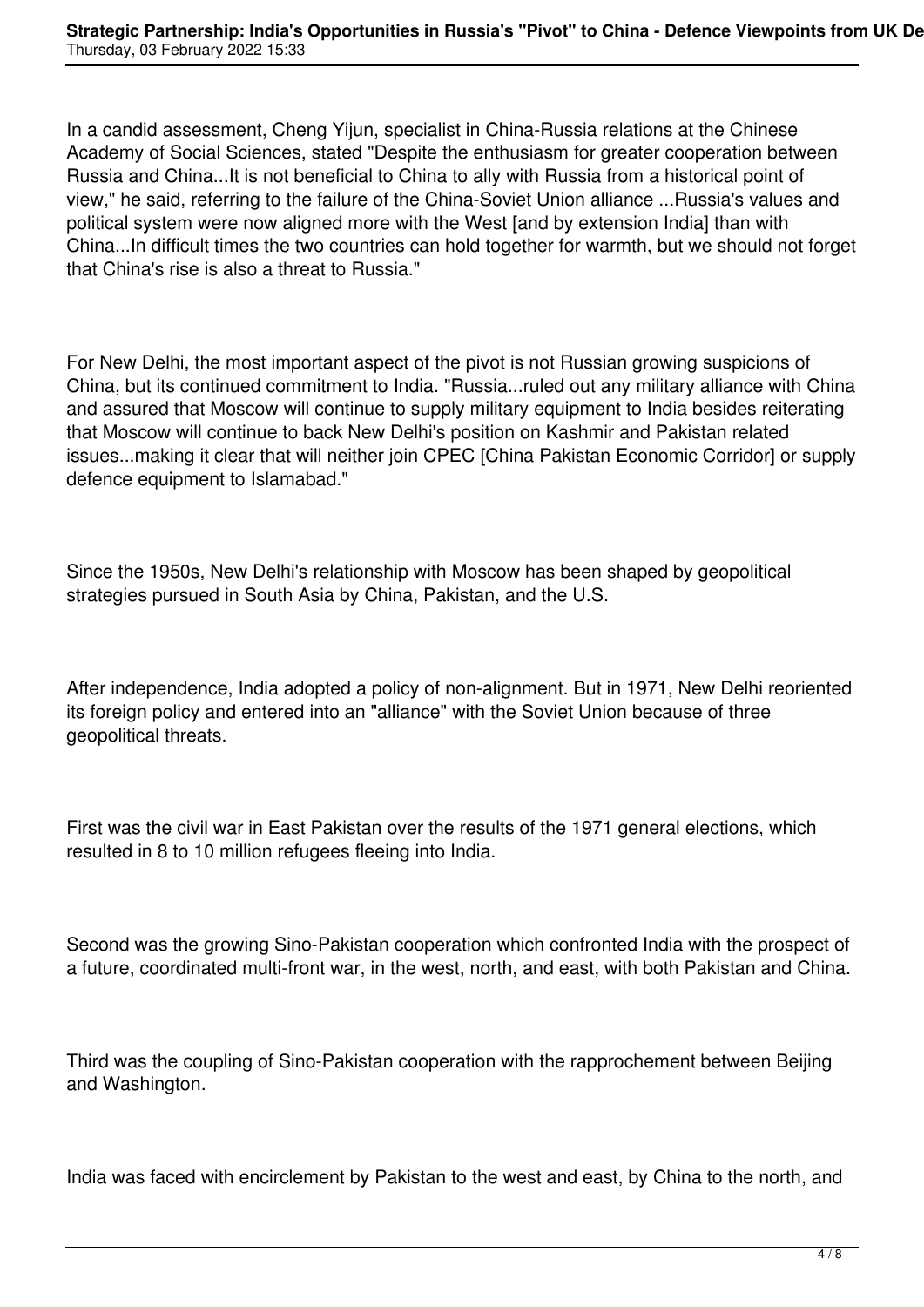In a candid assessment, Cheng Yijun, specialist in China-Russia relations at the Chinese Academy of Social Sciences, stated "Despite the enthusiasm for greater cooperation between Russia and China...It is not beneficial to China to ally with Russia from a historical point of view," he said, referring to the failure of the China-Soviet Union alliance ...Russia's values and political system were now aligned more with the West [and by extension India] than with China...In difficult times the two countries can hold together for warmth, but we should not forget that China's rise is also a threat to Russia."

For New Delhi, the most important aspect of the pivot is not Russian growing suspicions of China, but its continued commitment to India. "Russia...ruled out any military alliance with China and assured that Moscow will continue to supply military equipment to India besides reiterating that Moscow will continue to back New Delhi's position on Kashmir and Pakistan related issues...making it clear that will neither join CPEC [China Pakistan Economic Corridor] or supply defence equipment to Islamabad."

Since the 1950s, New Delhi's relationship with Moscow has been shaped by geopolitical strategies pursued in South Asia by China, Pakistan, and the U.S.

After independence, India adopted a policy of non-alignment. But in 1971, New Delhi reoriented its foreign policy and entered into an "alliance" with the Soviet Union because of three geopolitical threats.

First was the civil war in East Pakistan over the results of the 1971 general elections, which resulted in 8 to 10 million refugees fleeing into India.

Second was the growing Sino-Pakistan cooperation which confronted India with the prospect of a future, coordinated multi-front war, in the west, north, and east, with both Pakistan and China.

Third was the coupling of Sino-Pakistan cooperation with the rapprochement between Beijing and Washington.

India was faced with encirclement by Pakistan to the west and east, by China to the north, and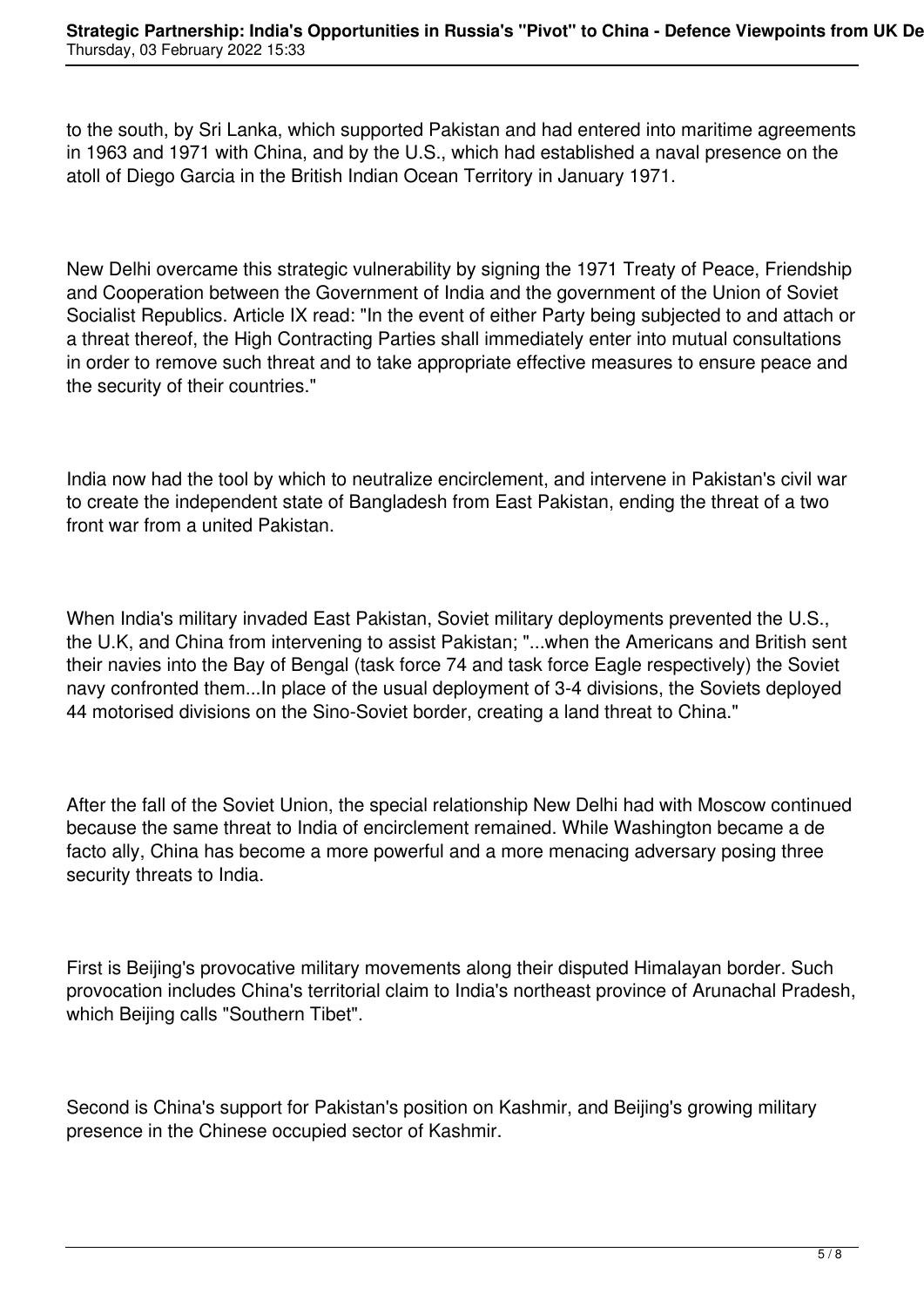to the south, by Sri Lanka, which supported Pakistan and had entered into maritime agreements in 1963 and 1971 with China, and by the U.S., which had established a naval presence on the atoll of Diego Garcia in the British Indian Ocean Territory in January 1971.

New Delhi overcame this strategic vulnerability by signing the 1971 Treaty of Peace, Friendship and Cooperation between the Government of India and the government of the Union of Soviet Socialist Republics. Article IX read: "In the event of either Party being subjected to and attach or a threat thereof, the High Contracting Parties shall immediately enter into mutual consultations in order to remove such threat and to take appropriate effective measures to ensure peace and the security of their countries."

India now had the tool by which to neutralize encirclement, and intervene in Pakistan's civil war to create the independent state of Bangladesh from East Pakistan, ending the threat of a two front war from a united Pakistan.

When India's military invaded East Pakistan, Soviet military deployments prevented the U.S., the U.K, and China from intervening to assist Pakistan; "...when the Americans and British sent their navies into the Bay of Bengal (task force 74 and task force Eagle respectively) the Soviet navy confronted them...In place of the usual deployment of 3-4 divisions, the Soviets deployed 44 motorised divisions on the Sino-Soviet border, creating a land threat to China."

After the fall of the Soviet Union, the special relationship New Delhi had with Moscow continued because the same threat to India of encirclement remained. While Washington became a de facto ally, China has become a more powerful and a more menacing adversary posing three security threats to India.

First is Beijing's provocative military movements along their disputed Himalayan border. Such provocation includes China's territorial claim to India's northeast province of Arunachal Pradesh, which Beijing calls "Southern Tibet".

Second is China's support for Pakistan's position on Kashmir, and Beijing's growing military presence in the Chinese occupied sector of Kashmir.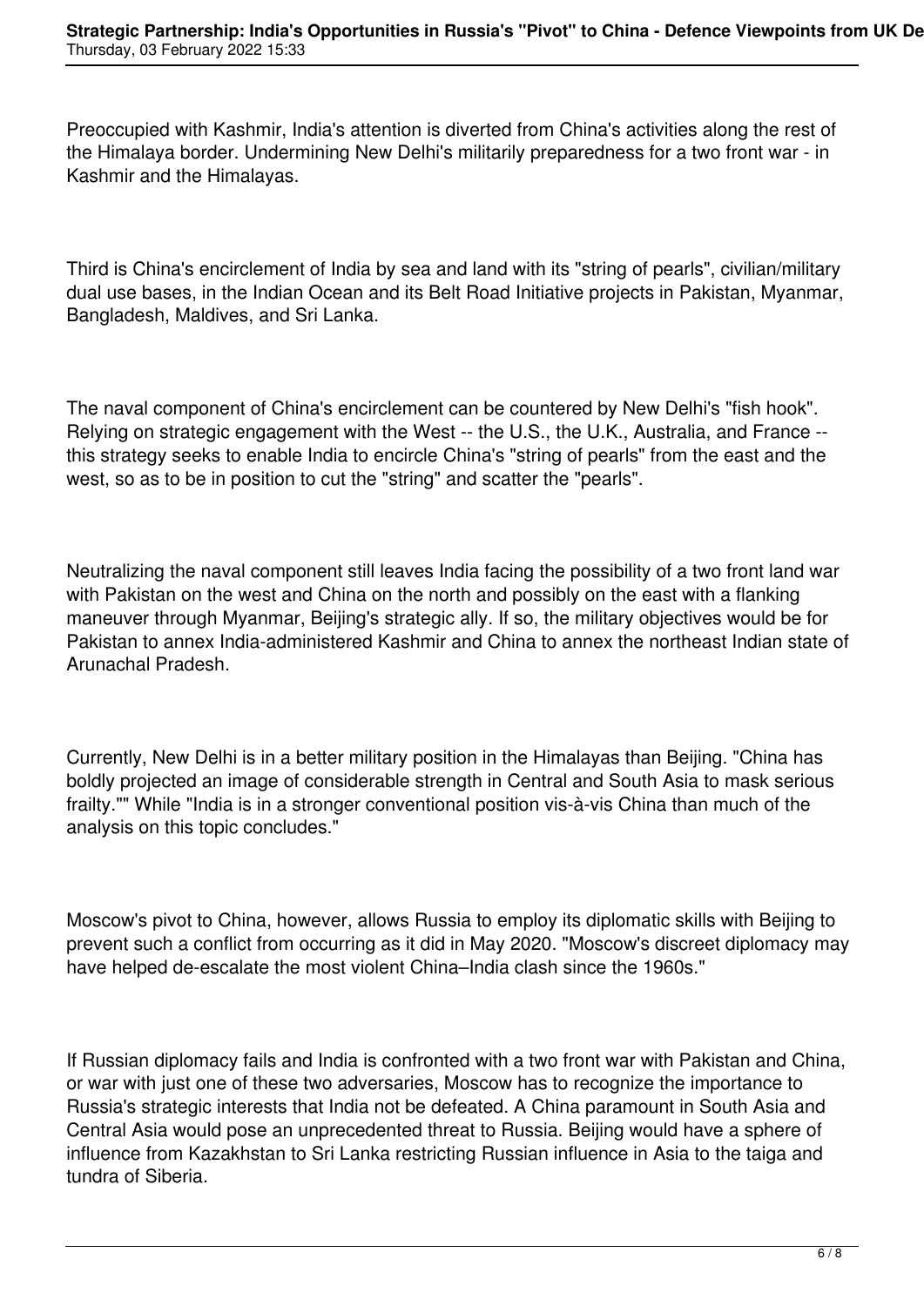Preoccupied with Kashmir, India's attention is diverted from China's activities along the rest of the Himalaya border. Undermining New Delhi's militarily preparedness for a two front war - in Kashmir and the Himalayas.

Third is China's encirclement of India by sea and land with its "string of pearls", civilian/military dual use bases, in the Indian Ocean and its Belt Road Initiative projects in Pakistan, Myanmar, Bangladesh, Maldives, and Sri Lanka.

The naval component of China's encirclement can be countered by New Delhi's "fish hook". Relying on strategic engagement with the West -- the U.S., the U.K., Australia, and France -- this strategy seeks to enable India to encircle China's "string of pearls" from the east and the west, so as to be in position to cut the "string" and scatter the "pearls".

Neutralizing the naval component still leaves India facing the possibility of a two front land war with Pakistan on the west and China on the north and possibly on the east with a flanking maneuver through Myanmar, Beijing's strategic ally. If so, the military objectives would be for Pakistan to annex India-administered Kashmir and China to annex the northeast Indian state of Arunachal Pradesh.

Currently, New Delhi is in a better military position in the Himalayas than Beijing. "China has boldly projected an image of considerable strength in Central and South Asia to mask serious frailty."" While "India is in a stronger conventional position vis-à-vis China than much of the analysis on this topic concludes."

Moscow's pivot to China, however, allows Russia to employ its diplomatic skills with Beijing to prevent such a conflict from occurring as it did in May 2020. "Moscow's discreet diplomacy may have helped de-escalate the most violent China–India clash since the 1960s."

If Russian diplomacy fails and India is confronted with a two front war with Pakistan and China, or war with just one of these two adversaries, Moscow has to recognize the importance to Russia's strategic interests that India not be defeated. A China paramount in South Asia and Central Asia would pose an unprecedented threat to Russia. Beijing would have a sphere of influence from Kazakhstan to Sri Lanka restricting Russian influence in Asia to the taiga and tundra of Siberia.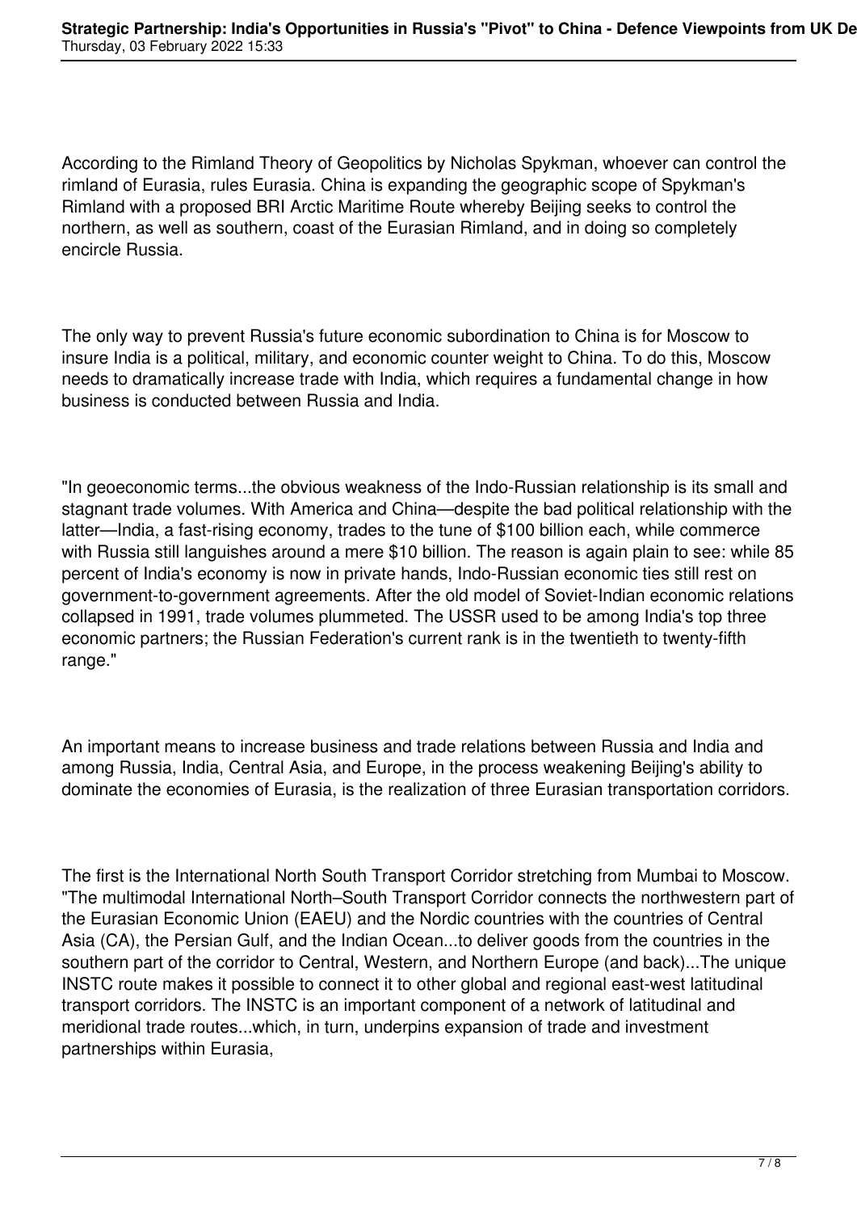According to the Rimland Theory of Geopolitics by Nicholas Spykman, whoever can control the rimland of Eurasia, rules Eurasia. China is expanding the geographic scope of Spykman's Rimland with a proposed BRI Arctic Maritime Route whereby Beijing seeks to control the northern, as well as southern, coast of the Eurasian Rimland, and in doing so completely encircle Russia.

The only way to prevent Russia's future economic subordination to China is for Moscow to insure India is a political, military, and economic counter weight to China. To do this, Moscow needs to dramatically increase trade with India, which requires a fundamental change in how business is conducted between Russia and India.

"In geoeconomic terms...the obvious weakness of the Indo-Russian relationship is its small and stagnant trade volumes. With America and China—despite the bad political relationship with the latter—India, a fast-rising economy, trades to the tune of $100 billion each, while commerce with Russia still languishes around a mere $10 billion. The reason is again plain to see: while 85 percent of India's economy is now in private hands, Indo-Russian economic ties still rest on government-to-government agreements. After the old model of Soviet-Indian economic relations collapsed in 1991, trade volumes plummeted. The USSR used to be among India's top three economic partners; the Russian Federation's current rank is in the twentieth to twenty-fifth range."

An important means to increase business and trade relations between Russia and India and among Russia, India, Central Asia, and Europe, in the process weakening Beijing's ability to dominate the economies of Eurasia, is the realization of three Eurasian transportation corridors.

The first is the International North South Transport Corridor stretching from Mumbai to Moscow. "The multimodal International North–South Transport Corridor connects the northwestern part of the Eurasian Economic Union (EAEU) and the Nordic countries with the countries of Central Asia (CA), the Persian Gulf, and the Indian Ocean...to deliver goods from the countries in the southern part of the corridor to Central, Western, and Northern Europe (and back)...The unique INSTC route makes it possible to connect it to other global and regional east-west latitudinal transport corridors. The INSTC is an important component of a network of latitudinal and meridional trade routes...which, in turn, underpins expansion of trade and investment partnerships within Eurasia,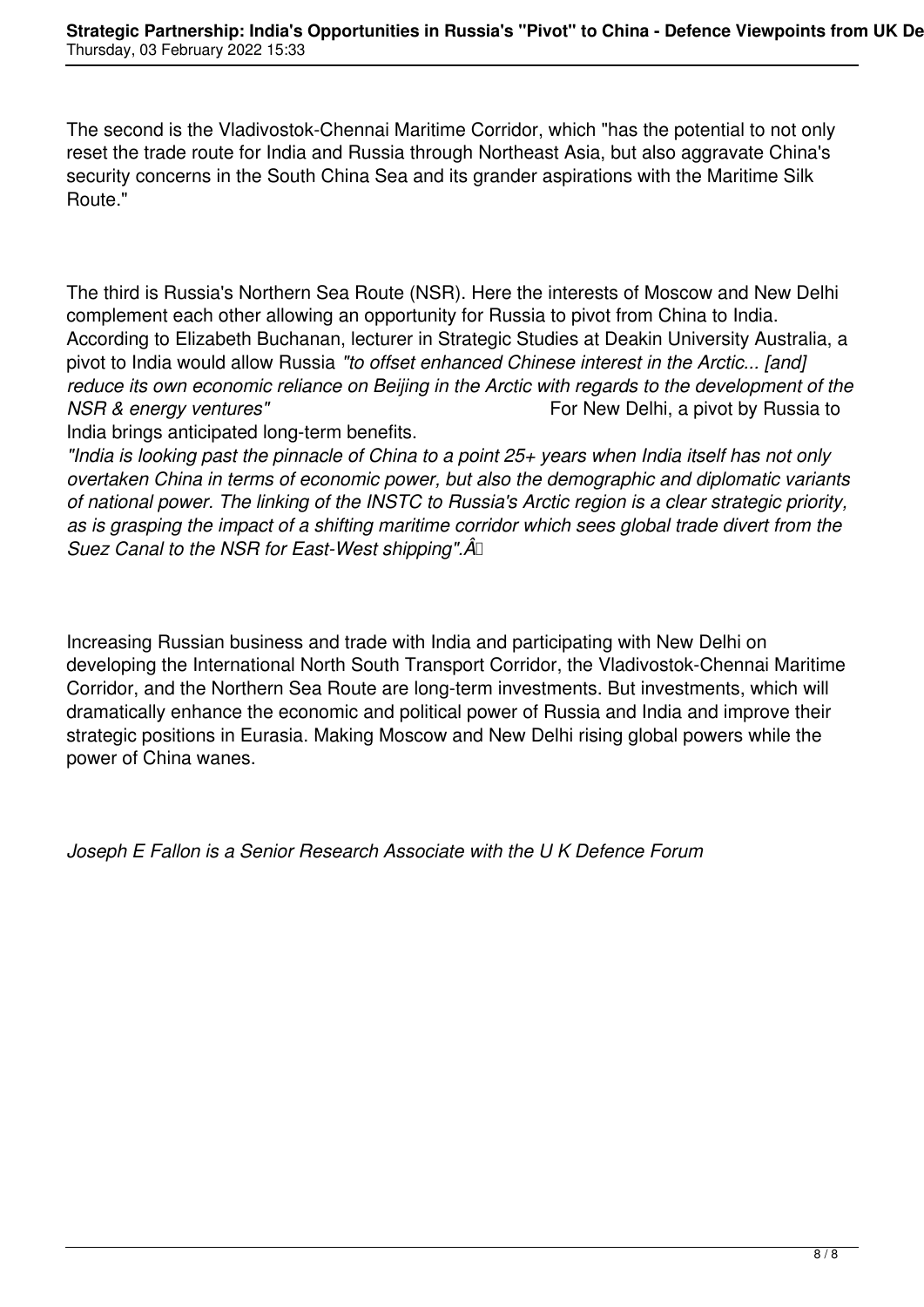The second is the Vladivostok-Chennai Maritime Corridor, which "has the potential to not only reset the trade route for India and Russia through Northeast Asia, but also aggravate China's security concerns in the South China Sea and its grander aspirations with the Maritime Silk Route."

The third is Russia's Northern Sea Route (NSR). Here the interests of Moscow and New Delhi complement each other allowing an opportunity for Russia to pivot from China to India. According to Elizabeth Buchanan, lecturer in Strategic Studies at Deakin University Australia, a pivot to India would allow Russia *"to offset enhanced Chinese interest in the Arctic... [and] reduce its own economic reliance on Beijing in the Arctic with regards to the development of the NSR & energy ventures"* For New Delhi, a pivot by Russia to India brings anticipated long-term benefits.

*"India is looking past the pinnacle of China to a point 25+ years when India itself has not only overtaken China in terms of economic power, but also the demographic and diplomatic variants of national power. The linking of the INSTC to Russia's Arctic region is a clear strategic priority, as is grasping the impact of a shifting maritime corridor which sees global trade divert from the Suez Canal to the NSR for East-West shipping".Â*

Increasing Russian business and trade with India and participating with New Delhi on developing the International North South Transport Corridor, the Vladivostok-Chennai Maritime Corridor, and the Northern Sea Route are long-term investments. But investments, which will dramatically enhance the economic and political power of Russia and India and improve their strategic positions in Eurasia. Making Moscow and New Delhi rising global powers while the power of China wanes.

*Joseph E Fallon is a Senior Research Associate with the U K Defence Forum*